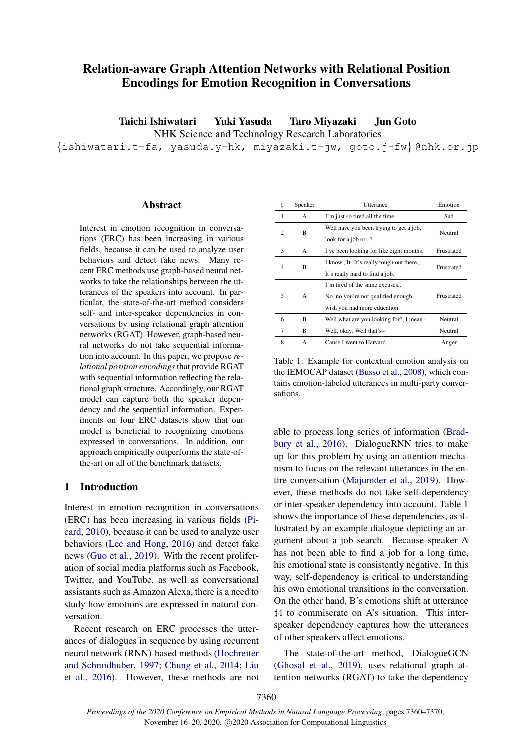# Relation-aware Graph Attention Networks with Relational Position Encodings for Emotion Recognition in Conversations

**Taichi Ishiwatari   Yuki Yasuda   Taro Miyazaki   Jun Goto**

NHK Science and Technology Research Laboratories

{ishiwatari.t-fa, yasuda.y-hk, miyazaki.t-jw, goto.j-fw}@nhk.or.jp

## Abstract

Interest in emotion recognition in conversations (ERC) has been increasing in various fields, because it can be used to analyze user behaviors and detect fake news. Many recent ERC methods use graph-based neural networks to take the relationships between the utterances of the speakers into account. In particular, the state-of-the-art method considers self- and inter-speaker dependencies in conversations by using relational graph attention networks (RGAT). However, graph-based neural networks do not take sequential information into account. In this paper, we propose *relational position encodings* that provide RGAT with sequential information reflecting the relational graph structure. Accordingly, our RGAT model can capture both the speaker dependency and the sequential information. Experiments on four ERC datasets show that our model is beneficial to recognizing emotions expressed in conversations. In addition, our approach empirically outperforms the state-of-the-art on all of the benchmark datasets.

## 1 Introduction

Interest in emotion recognition in conversations (ERC) has been increasing in various fields (Picard, 2010), because it can be used to analyze user behaviors (Lee and Hong, 2016) and detect fake news (Guo et al., 2019). With the recent proliferation of social media platforms such as Facebook, Twitter, and YouTube, as well as conversational assistants such as Amazon Alexa, there is a need to study how emotions are expressed in natural conversation.

Recent research on ERC processes the utterances of dialogues in sequence by using recurrent neural network (RNN)-based methods (Hochreiter and Schmidhuber, 1997; Chung et al., 2014; Liu et al., 2016). However, these methods are not able to process long series of information (Bradbury et al., 2016). DialogueRNN tries to make up for this problem by using an attention mechanism to focus on the relevant utterances in the entire conversation (Majumder et al., 2019). However, these methods do not take self-dependency or inter-speaker dependency into account. Table 1 shows the importance of these dependencies, as illustrated by an example dialogue depicting an argument about a job search. Because speaker A has not been able to find a job for a long time, his emotional state is consistently negative. In this way, self-dependency is critical to understanding his own emotional transitions in the conversation. On the other hand, B's emotions shift at utterance ♯4 to commiserate on A's situation. This inter-speaker dependency captures how the utterances of other speakers affect emotions.

| ♯ | Speaker | Utterance | Emotion |
|---|---|---|---|
| 1 | A | I'm just so tired all the time. | Sad |
| 2 | B | Well have you been trying to get a job, look for a job or...? | Neutral |
| 3 | A | I've been looking for like eight months. | Frustrated |
| 4 | B | I know., It- It's really tough out there., It's really hard to find a job. | Frustrated |
| 5 | A | I'm tired of the same excuses., No, no you're not qualified enough, wish you had more education. | Frustrated |
| 6 | B | Well what are you looking for?, I mean– | Neutral |
| 7 | B | Well, okay. Well that's– | Neutral |
| 8 | A | Cause I went to Harvard. | Anger |

Table 1: Example for contextual emotion analysis on the IEMOCAP dataset (Busso et al., 2008), which contains emotion-labeled utterances in multi-party conversations.

The state-of-the-art method, DialogueGCN (Ghosal et al., 2019), uses relational graph attention networks (RGAT) to take the dependency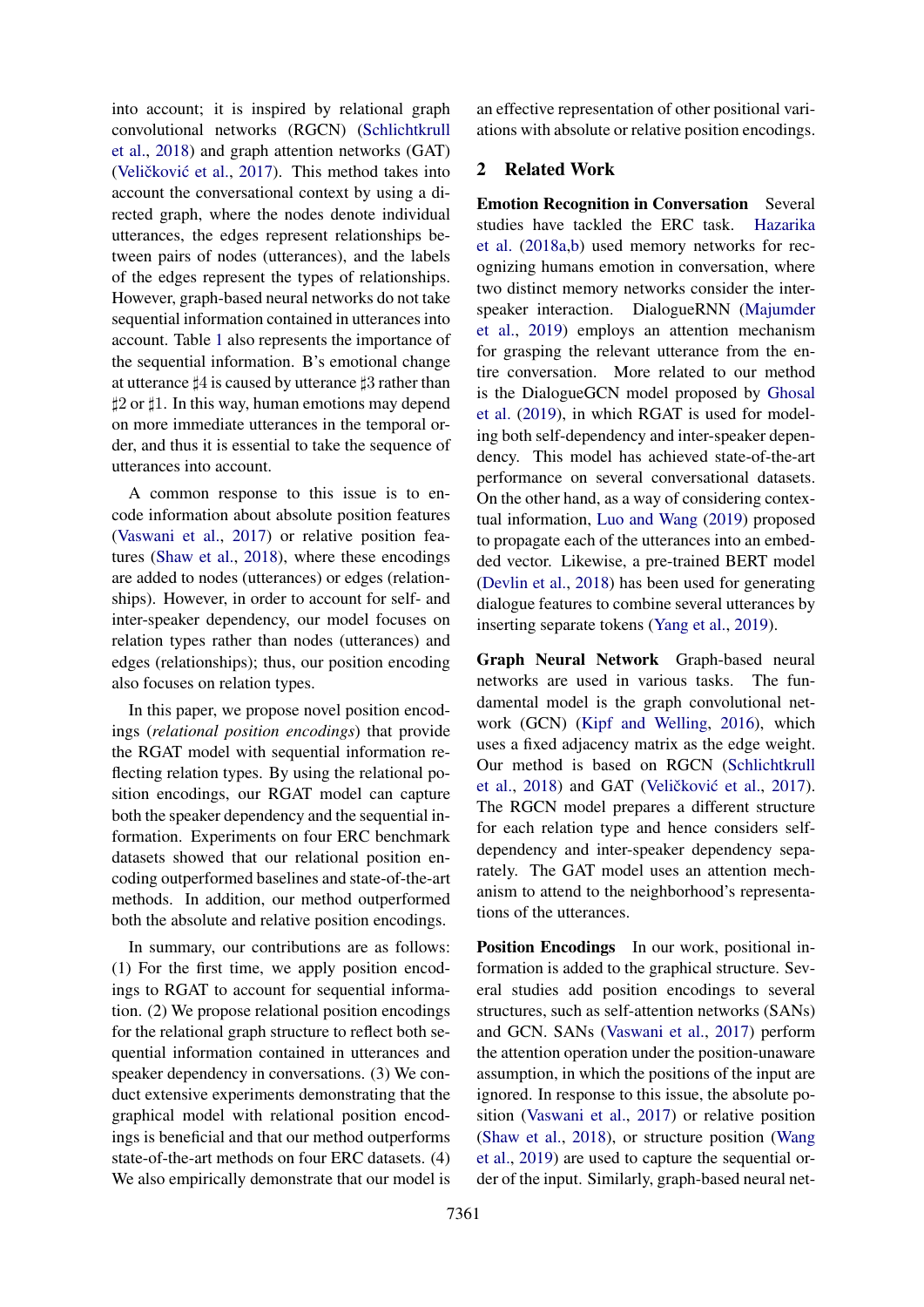into account; it is inspired by relational graph convolutional networks (RGCN) (Schlichtkrull et al., 2018) and graph attention networks (GAT) (Veličković et al., 2017). This method takes into account the conversational context by using a directed graph, where the nodes denote individual utterances, the edges represent relationships between pairs of nodes (utterances), and the labels of the edges represent the types of relationships. However, graph-based neural networks do not take sequential information contained in utterances into account. Table 1 also represents the importance of the sequential information. B's emotional change at utterance ♯4 is caused by utterance ♯3 rather than ♯2 or ♯1. In this way, human emotions may depend on more immediate utterances in the temporal order, and thus it is essential to take the sequence of utterances into account.

A common response to this issue is to encode information about absolute position features (Vaswani et al., 2017) or relative position features (Shaw et al., 2018), where these encodings are added to nodes (utterances) or edges (relationships). However, in order to account for self- and inter-speaker dependency, our model focuses on relation types rather than nodes (utterances) and edges (relationships); thus, our position encoding also focuses on relation types.

In this paper, we propose novel position encodings (*relational position encodings*) that provide the RGAT model with sequential information reflecting relation types. By using the relational position encodings, our RGAT model can capture both the speaker dependency and the sequential information. Experiments on four ERC benchmark datasets showed that our relational position encoding outperformed baselines and state-of-the-art methods. In addition, our method outperformed both the absolute and relative position encodings.

In summary, our contributions are as follows: (1) For the first time, we apply position encodings to RGAT to account for sequential information. (2) We propose relational position encodings for the relational graph structure to reflect both sequential information contained in utterances and speaker dependency in conversations. (3) We conduct extensive experiments demonstrating that the graphical model with relational position encodings is beneficial and that our method outperforms state-of-the-art methods on four ERC datasets. (4) We also empirically demonstrate that our model is an effective representation of other positional variations with absolute or relative position encodings.

## 2 Related Work

**Emotion Recognition in Conversation** Several studies have tackled the ERC task. Hazarika et al. (2018a,b) used memory networks for recognizing humans emotion in conversation, where two distinct memory networks consider the inter-speaker interaction. DialogueRNN (Majumder et al., 2019) employs an attention mechanism for grasping the relevant utterance from the entire conversation. More related to our method is the DialogueGCN model proposed by Ghosal et al. (2019), in which RGAT is used for modeling both self-dependency and inter-speaker dependency. This model has achieved state-of-the-art performance on several conversational datasets. On the other hand, as a way of considering contextual information, Luo and Wang (2019) proposed to propagate each of the utterances into an embedded vector. Likewise, a pre-trained BERT model (Devlin et al., 2018) has been used for generating dialogue features to combine several utterances by inserting separate tokens (Yang et al., 2019).

**Graph Neural Network** Graph-based neural networks are used in various tasks. The fundamental model is the graph convolutional network (GCN) (Kipf and Welling, 2016), which uses a fixed adjacency matrix as the edge weight. Our method is based on RGCN (Schlichtkrull et al., 2018) and GAT (Veličković et al., 2017). The RGCN model prepares a different structure for each relation type and hence considers self-dependency and inter-speaker dependency separately. The GAT model uses an attention mechanism to attend to the neighborhood's representations of the utterances.

**Position Encodings** In our work, positional information is added to the graphical structure. Several studies add position encodings to several structures, such as self-attention networks (SANs) and GCN. SANs (Vaswani et al., 2017) perform the attention operation under the position-unaware assumption, in which the positions of the input are ignored. In response to this issue, the absolute position (Vaswani et al., 2017) or relative position (Shaw et al., 2018), or structure position (Wang et al., 2019) are used to capture the sequential order of the input. Similarly, graph-based neural net-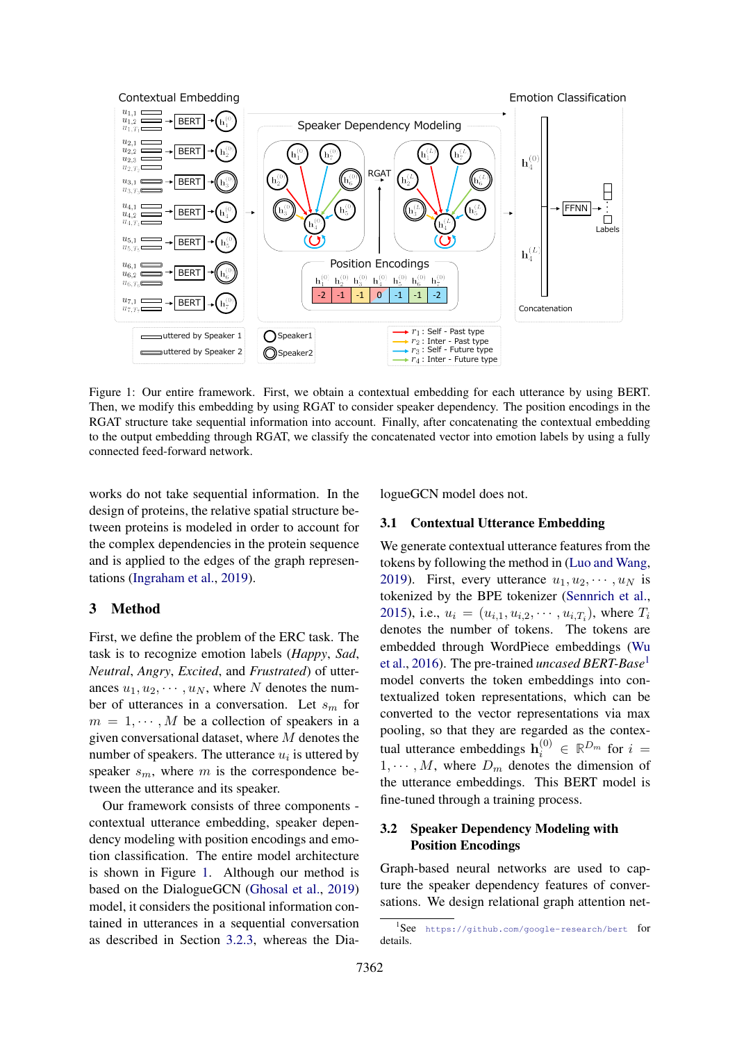Figure 1: Our entire framework. First, we obtain a contextual embedding for each utterance by using BERT. Then, we modify this embedding by using RGAT to consider speaker dependency. The position encodings in the RGAT structure take sequential information into account. Finally, after concatenating the contextual embedding to the output embedding through RGAT, we classify the concatenated vector into emotion labels by using a fully connected feed-forward network.

works do not take sequential information. In the design of proteins, the relative spatial structure between proteins is modeled in order to account for the complex dependencies in the protein sequence and is applied to the edges of the graph representations (Ingraham et al., 2019).

## 3 Method

First, we define the problem of the ERC task. The task is to recognize emotion labels (*Happy*, *Sad*, *Neutral*, *Angry*, *Excited*, and *Frustrated*) of utterances $u_1, u_2, \cdots, u_N$, where $N$ denotes the number of utterances in a conversation. Let $s_m$ for $m = 1, \cdots, M$ be a collection of speakers in a given conversational dataset, where $M$ denotes the number of speakers. The utterance $u_i$ is uttered by speaker $s_m$, where $m$ is the correspondence between the utterance and its speaker.

Our framework consists of three components - contextual utterance embedding, speaker dependency modeling with position encodings and emotion classification. The entire model architecture is shown in Figure 1. Although our method is based on the DialogueGCN (Ghosal et al., 2019) model, it considers the positional information contained in utterances in a sequential conversation as described in Section 3.2.3, whereas the DialogueGCN model does not.

### 3.1 Contextual Utterance Embedding

We generate contextual utterance features from the tokens by following the method in (Luo and Wang, 2019). First, every utterance $u_1, u_2, \cdots, u_N$ is tokenized by the BPE tokenizer (Sennrich et al., 2015), i.e., $u_i = (u_{i,1}, u_{i,2}, \cdots, u_{i,T_i})$, where $T_i$ denotes the number of tokens. The tokens are embedded through WordPiece embeddings (Wu et al., 2016). The pre-trained *uncased BERT-Base*[1] model converts the token embeddings into contextualized token representations, which can be converted to the vector representations via max pooling, so that they are regarded as the contextual utterance embeddings $\mathbf{h}_i^{(0)} \in \mathbb{R}^{D_m}$ for $i = 1, \cdots, M$, where $D_m$ denotes the dimension of the utterance embeddings. This BERT model is fine-tuned through a training process.

### 3.2 Speaker Dependency Modeling with Position Encodings

Graph-based neural networks are used to capture the speaker dependency features of conversations. We design relational graph attention net-

[1] See https://github.com/google-research/bert for details.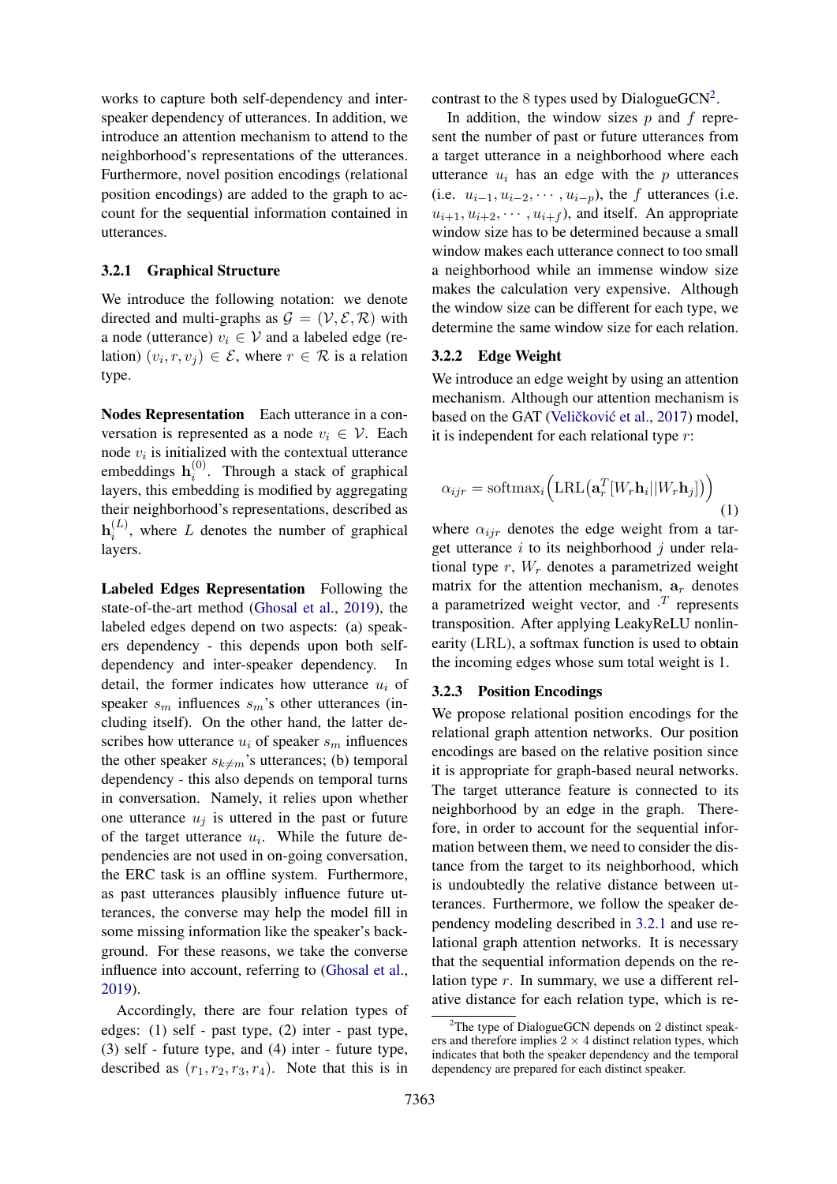works to capture both self-dependency and inter-speaker dependency of utterances. In addition, we introduce an attention mechanism to attend to the neighborhood's representations of the utterances. Furthermore, novel position encodings (relational position encodings) are added to the graph to account for the sequential information contained in utterances.

### 3.2.1 Graphical Structure

We introduce the following notation: we denote directed and multi-graphs as $\mathcal{G} = (\mathcal{V}, \mathcal{E}, \mathcal{R})$ with a node (utterance) $v_i \in \mathcal{V}$ and a labeled edge (relation) $(v_i, r, v_j) \in \mathcal{E}$, where $r \in \mathcal{R}$ is a relation type.

**Nodes Representation** Each utterance in a conversation is represented as a node $v_i \in \mathcal{V}$. Each node $v_i$ is initialized with the contextual utterance embeddings $\mathbf{h}_i^{(0)}$. Through a stack of graphical layers, this embedding is modified by aggregating their neighborhood's representations, described as $\mathbf{h}_i^{(L)}$, where $L$ denotes the number of graphical layers.

**Labeled Edges Representation** Following the state-of-the-art method (Ghosal et al., 2019), the labeled edges depend on two aspects: (a) speakers dependency - this depends upon both self-dependency and inter-speaker dependency. In detail, the former indicates how utterance $u_i$ of speaker $s_m$ influences $s_m$'s other utterances (including itself). On the other hand, the latter describes how utterance $u_i$ of speaker $s_m$ influences the other speaker $s_{k \neq m}$'s utterances; (b) temporal dependency - this also depends on temporal turns in conversation. Namely, it relies upon whether one utterance $u_j$ is uttered in the past or future of the target utterance $u_i$. While the future dependencies are not used in on-going conversation, the ERC task is an offline system. Furthermore, as past utterances plausibly influence future utterances, the converse may help the model fill in some missing information like the speaker's background. For these reasons, we take the converse influence into account, referring to (Ghosal et al., 2019).

Accordingly, there are four relation types of edges: (1) self - past type, (2) inter - past type, (3) self - future type, and (4) inter - future type, described as $(r_1, r_2, r_3, r_4)$. Note that this is in contrast to the 8 types used by DialogueGCN[2].

In addition, the window sizes $p$ and $f$ represent the number of past or future utterances from a target utterance in a neighborhood where each utterance $u_i$ has an edge with the $p$ utterances (i.e. $u_{i-1}, u_{i-2}, \cdots, u_{i-p}$), the $f$ utterances (i.e. $u_{i+1}, u_{i+2}, \cdots, u_{i+f}$), and itself. An appropriate window size has to be determined because a small window makes each utterance connect to too small a neighborhood while an immense window size makes the calculation very expensive. Although the window size can be different for each type, we determine the same window size for each relation.

### 3.2.2 Edge Weight

We introduce an edge weight by using an attention mechanism. Although our attention mechanism is based on the GAT (Veličković et al., 2017) model, it is independent for each relational type $r$:

$$\alpha_{ijr} = \mathrm{softmax}_i\Big(\mathrm{LRL}\big(\mathbf{a}_r^T[W_r\mathbf{h}_i || W_r\mathbf{h}_j]\big)\Big) \tag{1}$$

where $\alpha_{ijr}$ denotes the edge weight from a target utterance $i$ to its neighborhood $j$ under relational type $r$, $W_r$ denotes a parametrized weight matrix for the attention mechanism, $\mathbf{a}_r$ denotes a parametrized weight vector, and $\cdot^T$ represents transposition. After applying LeakyReLU nonlinearity (LRL), a softmax function is used to obtain the incoming edges whose sum total weight is 1.

### 3.2.3 Position Encodings

We propose relational position encodings for the relational graph attention networks. Our position encodings are based on the relative position since it is appropriate for graph-based neural networks. The target utterance feature is connected to its neighborhood by an edge in the graph. Therefore, in order to account for the sequential information between them, we need to consider the distance from the target to its neighborhood, which is undoubtedly the relative distance between utterances. Furthermore, we follow the speaker dependency modeling described in 3.2.1 and use relational graph attention networks. It is necessary that the sequential information depends on the relation type $r$. In summary, we use a different relative distance for each relation type, which is re-

[2]The type of DialogueGCN depends on 2 distinct speakers and therefore implies $2 \times 4$ distinct relation types, which indicates that both the speaker dependency and the temporal dependency are prepared for each distinct speaker.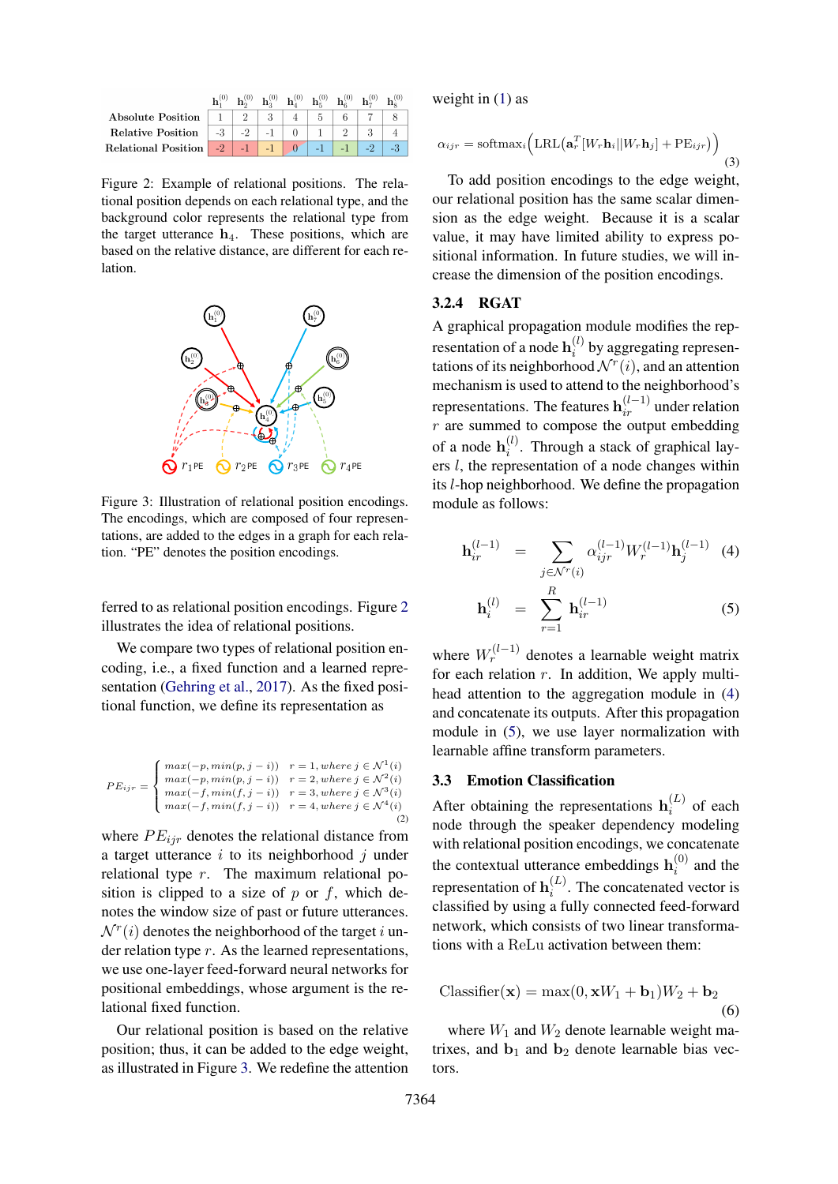|  | $\mathbf{h}_1^{(0)}$ | $\mathbf{h}_2^{(0)}$ | $\mathbf{h}_3^{(0)}$ | $\mathbf{h}_4^{(0)}$ | $\mathbf{h}_5^{(0)}$ | $\mathbf{h}_6^{(0)}$ | $\mathbf{h}_7^{(0)}$ | $\mathbf{h}_8^{(0)}$ |
|---|---|---|---|---|---|---|---|---|
| Absolute Position | 1 | 2 | 3 | 4 | 5 | 6 | 7 | 8 |
| Relative Position | -3 | -2 | -1 | 0 | 1 | 2 | 3 | 4 |
| Relational Position | -2 | -1 | -1 | 0 | -1 | -1 | -2 | -3 |

Figure 2: Example of relational positions. The relational position depends on each relational type, and the background color represents the relational type from the target utterance $\mathbf{h}_4$. These positions, which are based on the relative distance, are different for each relation.

Figure 3: Illustration of relational position encodings. The encodings, which are composed of four representations, are added to the edges in a graph for each relation. "PE" denotes the position encodings.

ferred to as relational position encodings. Figure 2 illustrates the idea of relational positions.

We compare two types of relational position encoding, i.e., a fixed function and a learned representation (Gehring et al., 2017). As the fixed positional function, we define its representation as

$$PE_{ijr} = \begin{cases} max(-p, min(p, j-i)) & r = 1, where\ j \in \mathcal{N}^1(i) \\ max(-p, min(p, j-i)) & r = 2, where\ j \in \mathcal{N}^2(i) \\ max(-f, min(f, j-i)) & r = 3, where\ j \in \mathcal{N}^3(i) \\ max(-f, min(f, j-i)) & r = 4, where\ j \in \mathcal{N}^4(i) \end{cases} \tag{2}$$

where $PE_{ijr}$ denotes the relational distance from a target utterance $i$ to its neighborhood $j$ under relational type $r$. The maximum relational position is clipped to a size of $p$ or $f$, which denotes the window size of past or future utterances. $\mathcal{N}^r(i)$ denotes the neighborhood of the target $i$ under relation type $r$. As the learned representations, we use one-layer feed-forward neural networks for positional embeddings, whose argument is the relational fixed function.

Our relational position is based on the relative position; thus, it can be added to the edge weight, as illustrated in Figure 3. We redefine the attention weight in (1) as

$$\alpha_{ijr} = \text{softmax}_i\Big(\text{LRL}(\mathbf{a}_r^T[W_r\mathbf{h}_i \| W_r\mathbf{h}_j] + \text{PE}_{ijr})\Big) \tag{3}$$

To add position encodings to the edge weight, our relational position has the same scalar dimension as the edge weight. Because it is a scalar value, it may have limited ability to express positional information. In future studies, we will increase the dimension of the position encodings.

### 3.2.4 RGAT

A graphical propagation module modifies the representation of a node $\mathbf{h}_i^{(l)}$ by aggregating representations of its neighborhood $\mathcal{N}^r(i)$, and an attention mechanism is used to attend to the neighborhood's representations. The features $\mathbf{h}_{ir}^{(l-1)}$ under relation $r$ are summed to compose the output embedding of a node $\mathbf{h}_i^{(l)}$. Through a stack of graphical layers $l$, the representation of a node changes within its $l$-hop neighborhood. We define the propagation module as follows:

$$\mathbf{h}_{ir}^{(l-1)} = \sum_{j \in \mathcal{N}^r(i)} \alpha_{ijr}^{(l-1)} W_r^{(l-1)} \mathbf{h}_j^{(l-1)} \tag{4}$$

$$\mathbf{h}_i^{(l)} = \sum_{r=1}^{R} \mathbf{h}_{ir}^{(l-1)} \tag{5}$$

where $W_r^{(l-1)}$ denotes a learnable weight matrix for each relation $r$. In addition, We apply multi-head attention to the aggregation module in (4) and concatenate its outputs. After this propagation module in (5), we use layer normalization with learnable affine transform parameters.

## 3.3 Emotion Classification

After obtaining the representations $\mathbf{h}_i^{(L)}$ of each node through the speaker dependency modeling with relational position encodings, we concatenate the contextual utterance embeddings $\mathbf{h}_i^{(0)}$ and the representation of $\mathbf{h}_i^{(L)}$. The concatenated vector is classified by using a fully connected feed-forward network, which consists of two linear transformations with a ReLu activation between them:

$$\text{Classifier}(\mathbf{x}) = \max(0, \mathbf{x}W_1 + \mathbf{b}_1)W_2 + \mathbf{b}_2 \tag{6}$$

where $W_1$ and $W_2$ denote learnable weight matrixes, and $\mathbf{b}_1$ and $\mathbf{b}_2$ denote learnable bias vectors.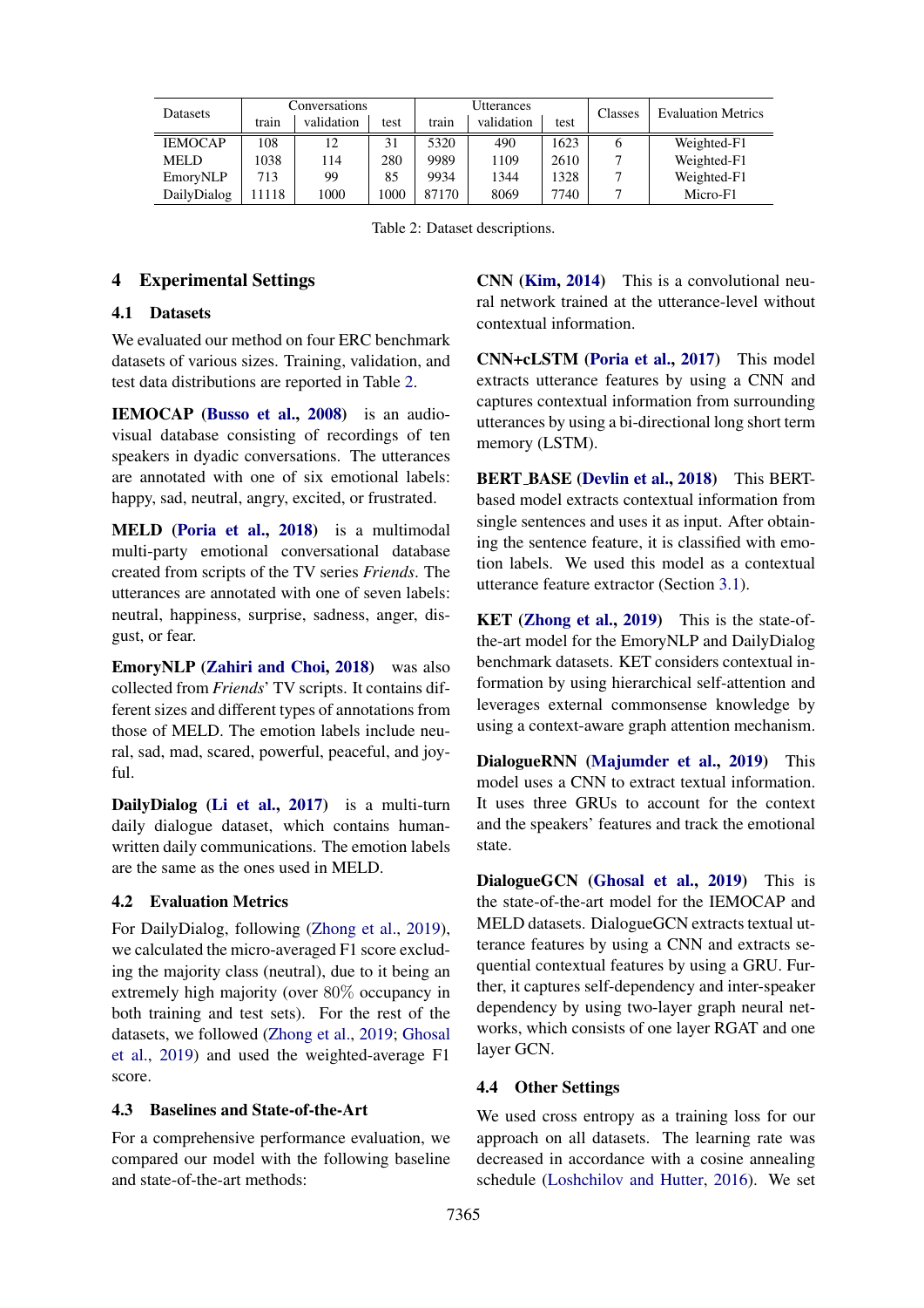| Datasets | Conversations | | | Utterances | | | Classes | Evaluation Metrics |
|---|---|---|---|---|---|---|---|---|
| | train | validation | test | train | validation | test | | |
| IEMOCAP | 108 | 12 | 31 | 5320 | 490 | 1623 | 6 | Weighted-F1 |
| MELD | 1038 | 114 | 280 | 9989 | 1109 | 2610 | 7 | Weighted-F1 |
| EmoryNLP | 713 | 99 | 85 | 9934 | 1344 | 1328 | 7 | Weighted-F1 |
| DailyDialog | 11118 | 1000 | 1000 | 87170 | 8069 | 7740 | 7 | Micro-F1 |

Table 2: Dataset descriptions.

## 4 Experimental Settings

### 4.1 Datasets

We evaluated our method on four ERC benchmark datasets of various sizes. Training, validation, and test data distributions are reported in Table 2.

**IEMOCAP (Busso et al., 2008)** is an audio-visual database consisting of recordings of ten speakers in dyadic conversations. The utterances are annotated with one of six emotional labels: happy, sad, neutral, angry, excited, or frustrated.

**MELD (Poria et al., 2018)** is a multimodal multi-party emotional conversational database created from scripts of the TV series *Friends*. The utterances are annotated with one of seven labels: neutral, happiness, surprise, sadness, anger, disgust, or fear.

**EmoryNLP (Zahiri and Choi, 2018)** was also collected from *Friends*' TV scripts. It contains different sizes and different types of annotations from those of MELD. The emotion labels include neutral, sad, mad, scared, powerful, peaceful, and joyful.

**DailyDialog (Li et al., 2017)** is a multi-turn daily dialogue dataset, which contains human-written daily communications. The emotion labels are the same as the ones used in MELD.

### 4.2 Evaluation Metrics

For DailyDialog, following (Zhong et al., 2019), we calculated the micro-averaged F1 score excluding the majority class (neutral), due to it being an extremely high majority (over 80% occupancy in both training and test sets). For the rest of the datasets, we followed (Zhong et al., 2019; Ghosal et al., 2019) and used the weighted-average F1 score.

### 4.3 Baselines and State-of-the-Art

For a comprehensive performance evaluation, we compared our model with the following baseline and state-of-the-art methods:

**CNN (Kim, 2014)** This is a convolutional neural network trained at the utterance-level without contextual information.

**CNN+cLSTM (Poria et al., 2017)** This model extracts utterance features by using a CNN and captures contextual information from surrounding utterances by using a bi-directional long short term memory (LSTM).

**BERT_BASE (Devlin et al., 2018)** This BERT-based model extracts contextual information from single sentences and uses it as input. After obtaining the sentence feature, it is classified with emotion labels. We used this model as a contextual utterance feature extractor (Section 3.1).

**KET (Zhong et al., 2019)** This is the state-of-the-art model for the EmoryNLP and DailyDialog benchmark datasets. KET considers contextual information by using hierarchical self-attention and leverages external commonsense knowledge by using a context-aware graph attention mechanism.

**DialogueRNN (Majumder et al., 2019)** This model uses a CNN to extract textual information. It uses three GRUs to account for the context and the speakers' features and track the emotional state.

**DialogueGCN (Ghosal et al., 2019)** This is the state-of-the-art model for the IEMOCAP and MELD datasets. DialogueGCN extracts textual utterance features by using a CNN and extracts sequential contextual features by using a GRU. Further, it captures self-dependency and inter-speaker dependency by using two-layer graph neural networks, which consists of one layer RGAT and one layer GCN.

### 4.4 Other Settings

We used cross entropy as a training loss for our approach on all datasets. The learning rate was decreased in accordance with a cosine annealing schedule (Loshchilov and Hutter, 2016). We set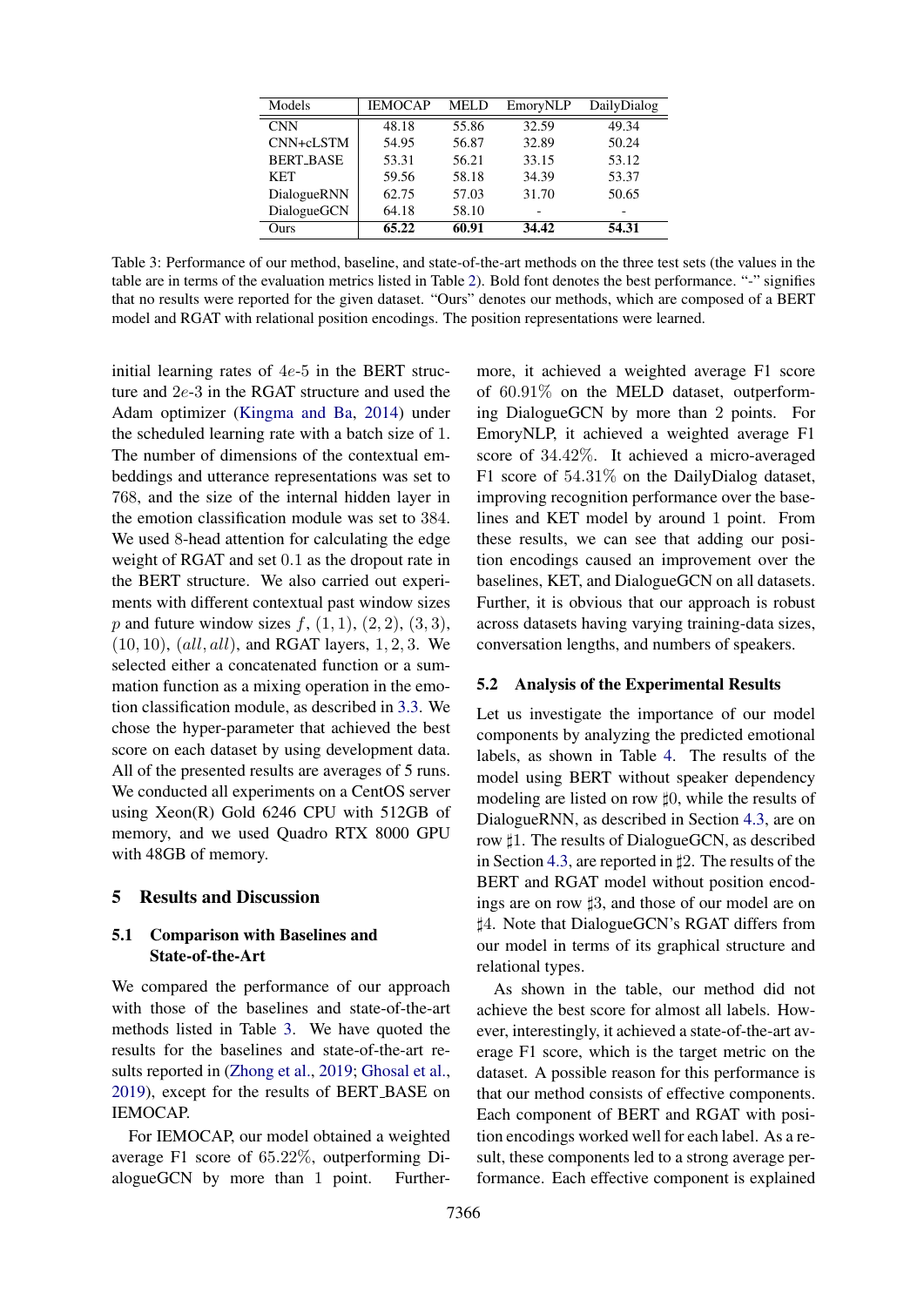| Models | IEMOCAP | MELD | EmoryNLP | DailyDialog |
|---|---|---|---|---|
| CNN | 48.18 | 55.86 | 32.59 | 49.34 |
| CNN+cLSTM | 54.95 | 56.87 | 32.89 | 50.24 |
| BERT_BASE | 53.31 | 56.21 | 33.15 | 53.12 |
| KET | 59.56 | 58.18 | 34.39 | 53.37 |
| DialogueRNN | 62.75 | 57.03 | 31.70 | 50.65 |
| DialogueGCN | 64.18 | 58.10 | - | - |
| Ours | **65.22** | **60.91** | **34.42** | **54.31** |

Table 3: Performance of our method, baseline, and state-of-the-art methods on the three test sets (the values in the table are in terms of the evaluation metrics listed in Table 2). Bold font denotes the best performance. "-" signifies that no results were reported for the given dataset. "Ours" denotes our methods, which are composed of a BERT model and RGAT with relational position encodings. The position representations were learned.

initial learning rates of $4e$-5 in the BERT structure and $2e$-3 in the RGAT structure and used the Adam optimizer (Kingma and Ba, 2014) under the scheduled learning rate with a batch size of 1. The number of dimensions of the contextual embeddings and utterance representations was set to 768, and the size of the internal hidden layer in the emotion classification module was set to 384. We used 8-head attention for calculating the edge weight of RGAT and set 0.1 as the dropout rate in the BERT structure. We also carried out experiments with different contextual past window sizes $p$ and future window sizes $f$, $(1, 1)$, $(2, 2)$, $(3, 3)$, $(10, 10)$, $(all, all)$, and RGAT layers, $1, 2, 3$. We selected either a concatenated function or a summation function as a mixing operation in the emotion classification module, as described in 3.3. We chose the hyper-parameter that achieved the best score on each dataset by using development data. All of the presented results are averages of 5 runs. We conducted all experiments on a CentOS server using Xeon(R) Gold 6246 CPU with 512GB of memory, and we used Quadro RTX 8000 GPU with 48GB of memory.

## 5 Results and Discussion

### 5.1 Comparison with Baselines and State-of-the-Art

We compared the performance of our approach with those of the baselines and state-of-the-art methods listed in Table 3. We have quoted the results for the baselines and state-of-the-art results reported in (Zhong et al., 2019; Ghosal et al., 2019), except for the results of BERT_BASE on IEMOCAP.

For IEMOCAP, our model obtained a weighted average F1 score of $65.22\%$, outperforming DialogueGCN by more than 1 point. Furthermore, it achieved a weighted average F1 score of $60.91\%$ on the MELD dataset, outperforming DialogueGCN by more than 2 points. For EmoryNLP, it achieved a weighted average F1 score of $34.42\%$. It achieved a micro-averaged F1 score of $54.31\%$ on the DailyDialog dataset, improving recognition performance over the baselines and KET model by around 1 point. From these results, we can see that adding our position encodings caused an improvement over the baselines, KET, and DialogueGCN on all datasets. Further, it is obvious that our approach is robust across datasets having varying training-data sizes, conversation lengths, and numbers of speakers.

### 5.2 Analysis of the Experimental Results

Let us investigate the importance of our model components by analyzing the predicted emotional labels, as shown in Table 4. The results of the model using BERT without speaker dependency modeling are listed on row ♯0, while the results of DialogueRNN, as described in Section 4.3, are on row ♯1. The results of DialogueGCN, as described in Section 4.3, are reported in ♯2. The results of the BERT and RGAT model without position encodings are on row ♯3, and those of our model are on ♯4. Note that DialogueGCN's RGAT differs from our model in terms of its graphical structure and relational types.

As shown in the table, our method did not achieve the best score for almost all labels. However, interestingly, it achieved a state-of-the-art average F1 score, which is the target metric on the dataset. A possible reason for this performance is that our method consists of effective components. Each component of BERT and RGAT with position encodings worked well for each label. As a result, these components led to a strong average performance. Each effective component is explained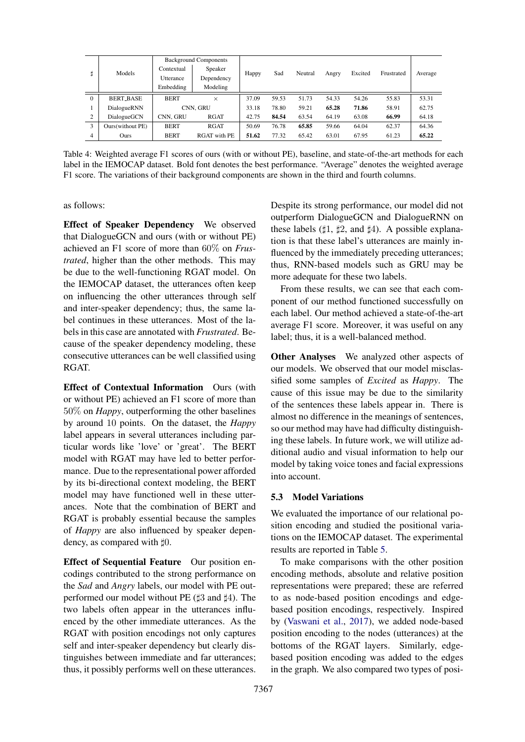| ♯ | Models | Background Components | | Happy | Sad | Neutral | Angry | Excited | Frustrated | Average |
|---|---|---|---|---|---|---|---|---|---|---|
| | | Contextual Utterance Embedding | Speaker Dependency Modeling | | | | | | | |
| 0 | BERT_BASE | BERT | × | 37.09 | 59.53 | 51.73 | 54.33 | 54.26 | 55.83 | 53.31 |
| 1 | DialogueRNN | CNN, GRU | | 33.18 | 78.80 | 59.21 | **65.28** | **71.86** | 58.91 | 62.75 |
| 2 | DialogueGCN | CNN, GRU | RGAT | 42.75 | **84.54** | 63.54 | 64.19 | 63.08 | **66.99** | 64.18 |
| 3 | Ours(without PE) | BERT | RGAT | 50.69 | 76.78 | **65.85** | 59.66 | 64.04 | 62.37 | 64.36 |
| 4 | Ours | BERT | RGAT with PE | **51.62** | 77.32 | 65.42 | 63.01 | 67.95 | 61.23 | **65.22** |

Table 4: Weighted average F1 scores of ours (with or without PE), baseline, and state-of-the-art methods for each label in the IEMOCAP dataset. Bold font denotes the best performance. "Average" denotes the weighted average F1 score. The variations of their background components are shown in the third and fourth columns.

as follows:

**Effect of Speaker Dependency** We observed that DialogueGCN and ours (with or without PE) achieved an F1 score of more than $60\%$ on *Frustrated*, higher than the other methods. This may be due to the well-functioning RGAT model. On the IEMOCAP dataset, the utterances often keep on influencing the other utterances through self and inter-speaker dependency; thus, the same label continues in these utterances. Most of the labels in this case are annotated with *Frustrated*. Because of the speaker dependency modeling, these consecutive utterances can be well classified using RGAT.

**Effect of Contextual Information** Ours (with or without PE) achieved an F1 score of more than $50\%$ on *Happy*, outperforming the other baselines by around 10 points. On the dataset, the *Happy* label appears in several utterances including particular words like 'love' or 'great'. The BERT model with RGAT may have led to better performance. Due to the representational power afforded by its bi-directional context modeling, the BERT model may have functioned well in these utterances. Note that the combination of BERT and RGAT is probably essential because the samples of *Happy* are also influenced by speaker dependency, as compared with ♯0.

**Effect of Sequential Feature** Our position encodings contributed to the strong performance on the *Sad* and *Angry* labels, our model with PE outperformed our model without PE (♯3 and ♯4). The two labels often appear in the utterances influenced by the other immediate utterances. As the RGAT with position encodings not only captures self and inter-speaker dependency but clearly distinguishes between immediate and far utterances; thus, it possibly performs well on these utterances. Despite its strong performance, our model did not outperform DialogueGCN and DialogueRNN on these labels (♯1, ♯2, and ♯4). A possible explanation is that these label's utterances are mainly influenced by the immediately preceding utterances; thus, RNN-based models such as GRU may be more adequate for these two labels.

From these results, we can see that each component of our method functioned successfully on each label. Our method achieved a state-of-the-art average F1 score. Moreover, it was useful on any label; thus, it is a well-balanced method.

**Other Analyses** We analyzed other aspects of our models. We observed that our model misclassified some samples of *Excited* as *Happy*. The cause of this issue may be due to the similarity of the sentences these labels appear in. There is almost no difference in the meanings of sentences, so our method may have had difficulty distinguishing these labels. In future work, we will utilize additional audio and visual information to help our model by taking voice tones and facial expressions into account.

### 5.3 Model Variations

We evaluated the importance of our relational position encoding and studied the positional variations on the IEMOCAP dataset. The experimental results are reported in Table 5.

To make comparisons with the other position encoding methods, absolute and relative position representations were prepared; these are referred to as node-based position encodings and edge-based position encodings, respectively. Inspired by (Vaswani et al., 2017), we added node-based position encoding to the nodes (utterances) at the bottoms of the RGAT layers. Similarly, edge-based position encoding was added to the edges in the graph. We also compared two types of posi-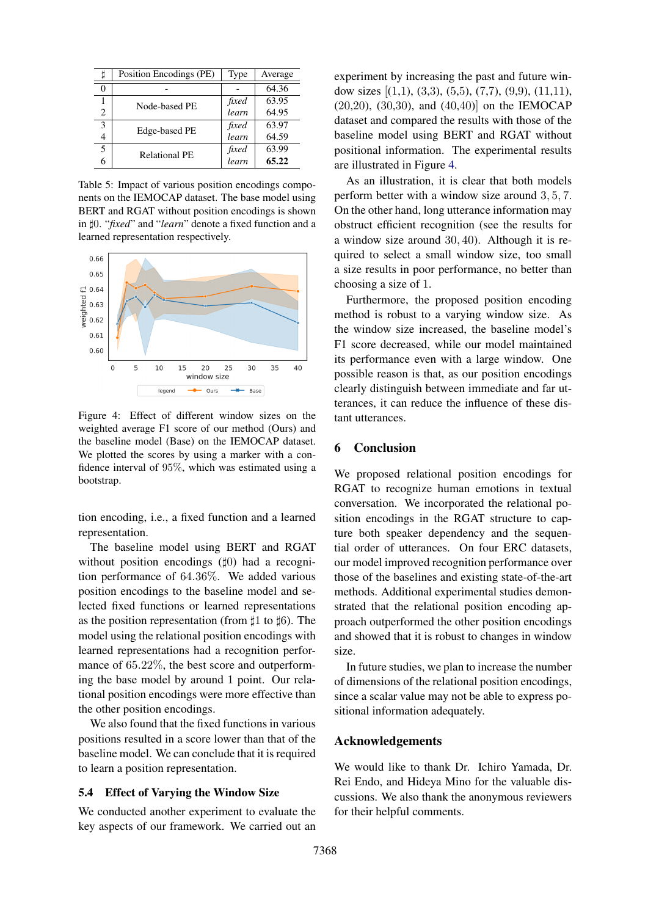| ♯ | Position Encodings (PE) | Type | Average |
|---|---|---|---|
| 0 | - | - | 64.36 |
| 1 | Node-based PE | *fixed* | 63.95 |
| 2 | | *learn* | 64.95 |
| 3 | Edge-based PE | *fixed* | 63.97 |
| 4 | | *learn* | 64.59 |
| 5 | Relational PE | *fixed* | 63.99 |
| 6 | | *learn* | **65.22** |

Table 5: Impact of various position encodings components on the IEMOCAP dataset. The base model using BERT and RGAT without position encodings is shown in ♯0. "*fixed*" and "*learn*" denote a fixed function and a learned representation respectively.

Figure 4: Effect of different window sizes on the weighted average F1 score of our method (Ours) and the baseline model (Base) on the IEMOCAP dataset. We plotted the scores by using a marker with a confidence interval of 95%, which was estimated using a bootstrap.

tion encoding, i.e., a fixed function and a learned representation.

The baseline model using BERT and RGAT without position encodings (♯0) had a recognition performance of 64.36%. We added various position encodings to the baseline model and selected fixed functions or learned representations as the position representation (from ♯1 to ♯6). The model using the relational position encodings with learned representations had a recognition performance of 65.22%, the best score and outperforming the base model by around 1 point. Our relational position encodings were more effective than the other position encodings.

We also found that the fixed functions in various positions resulted in a score lower than that of the baseline model. We can conclude that it is required to learn a position representation.

### 5.4 Effect of Varying the Window Size

We conducted another experiment to evaluate the key aspects of our framework. We carried out an experiment by increasing the past and future window sizes [(1,1), (3,3), (5,5), (7,7), (9,9), (11,11), (20,20), (30,30), and (40,40)] on the IEMOCAP dataset and compared the results with those of the baseline model using BERT and RGAT without positional information. The experimental results are illustrated in Figure 4.

As an illustration, it is clear that both models perform better with a window size around 3, 5, 7. On the other hand, long utterance information may obstruct efficient recognition (see the results for a window size around 30, 40). Although it is required to select a small window size, too small a size results in poor performance, no better than choosing a size of 1.

Furthermore, the proposed position encoding method is robust to a varying window size. As the window size increased, the baseline model's F1 score decreased, while our model maintained its performance even with a large window. One possible reason is that, as our position encodings clearly distinguish between immediate and far utterances, it can reduce the influence of these distant utterances.

## 6 Conclusion

We proposed relational position encodings for RGAT to recognize human emotions in textual conversation. We incorporated the relational position encodings in the RGAT structure to capture both speaker dependency and the sequential order of utterances. On four ERC datasets, our model improved recognition performance over those of the baselines and existing state-of-the-art methods. Additional experimental studies demonstrated that the relational position encoding approach outperformed the other position encodings and showed that it is robust to changes in window size.

In future studies, we plan to increase the number of dimensions of the relational position encodings, since a scalar value may not be able to express positional information adequately.

## Acknowledgements

We would like to thank Dr. Ichiro Yamada, Dr. Rei Endo, and Hideya Mino for the valuable discussions. We also thank the anonymous reviewers for their helpful comments.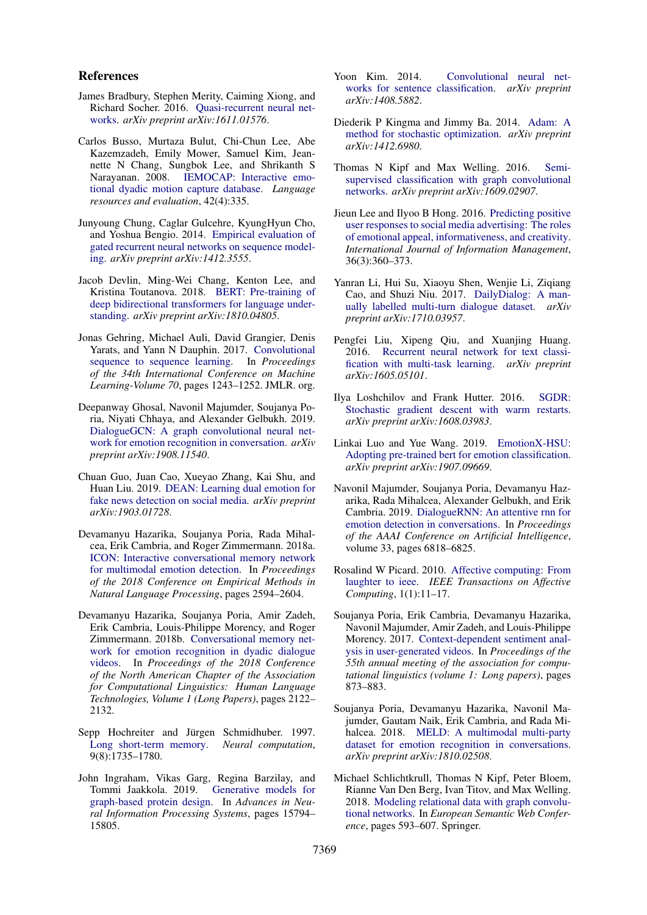## References

James Bradbury, Stephen Merity, Caiming Xiong, and Richard Socher. 2016. Quasi-recurrent neural networks. *arXiv preprint arXiv:1611.01576*.

Carlos Busso, Murtaza Bulut, Chi-Chun Lee, Abe Kazemzadeh, Emily Mower, Samuel Kim, Jeannette N Chang, Sungbok Lee, and Shrikanth S Narayanan. 2008. IEMOCAP: Interactive emotional dyadic motion capture database. *Language resources and evaluation*, 42(4):335.

Junyoung Chung, Caglar Gulcehre, KyungHyun Cho, and Yoshua Bengio. 2014. Empirical evaluation of gated recurrent neural networks on sequence modeling. *arXiv preprint arXiv:1412.3555*.

Jacob Devlin, Ming-Wei Chang, Kenton Lee, and Kristina Toutanova. 2018. BERT: Pre-training of deep bidirectional transformers for language understanding. *arXiv preprint arXiv:1810.04805*.

Jonas Gehring, Michael Auli, David Grangier, Denis Yarats, and Yann N Dauphin. 2017. Convolutional sequence to sequence learning. In *Proceedings of the 34th International Conference on Machine Learning-Volume 70*, pages 1243–1252. JMLR. org.

Deepanway Ghosal, Navonil Majumder, Soujanya Poria, Niyati Chhaya, and Alexander Gelbukh. 2019. DialogueGCN: A graph convolutional neural network for emotion recognition in conversation. *arXiv preprint arXiv:1908.11540*.

Chuan Guo, Juan Cao, Xueyao Zhang, Kai Shu, and Huan Liu. 2019. DEAN: Learning dual emotion for fake news detection on social media. *arXiv preprint arXiv:1903.01728*.

Devamanyu Hazarika, Soujanya Poria, Rada Mihalcea, Erik Cambria, and Roger Zimmermann. 2018a. ICON: Interactive conversational memory network for multimodal emotion detection. In *Proceedings of the 2018 Conference on Empirical Methods in Natural Language Processing*, pages 2594–2604.

Devamanyu Hazarika, Soujanya Poria, Amir Zadeh, Erik Cambria, Louis-Philippe Morency, and Roger Zimmermann. 2018b. Conversational memory network for emotion recognition in dyadic dialogue videos. In *Proceedings of the 2018 Conference of the North American Chapter of the Association for Computational Linguistics: Human Language Technologies, Volume 1 (Long Papers)*, pages 2122–2132.

Sepp Hochreiter and Jürgen Schmidhuber. 1997. Long short-term memory. *Neural computation*, 9(8):1735–1780.

John Ingraham, Vikas Garg, Regina Barzilay, and Tommi Jaakkola. 2019. Generative models for graph-based protein design. In *Advances in Neural Information Processing Systems*, pages 15794–15805.

Yoon Kim. 2014. Convolutional neural networks for sentence classification. *arXiv preprint arXiv:1408.5882*.

Diederik P Kingma and Jimmy Ba. 2014. Adam: A method for stochastic optimization. *arXiv preprint arXiv:1412.6980*.

Thomas N Kipf and Max Welling. 2016. Semi-supervised classification with graph convolutional networks. *arXiv preprint arXiv:1609.02907*.

Jieun Lee and Ilyoo B Hong. 2016. Predicting positive user responses to social media advertising: The roles of emotional appeal, informativeness, and creativity. *International Journal of Information Management*, 36(3):360–373.

Yanran Li, Hui Su, Xiaoyu Shen, Wenjie Li, Ziqiang Cao, and Shuzi Niu. 2017. DailyDialog: A manually labelled multi-turn dialogue dataset. *arXiv preprint arXiv:1710.03957*.

Pengfei Liu, Xipeng Qiu, and Xuanjing Huang. 2016. Recurrent neural network for text classification with multi-task learning. *arXiv preprint arXiv:1605.05101*.

Ilya Loshchilov and Frank Hutter. 2016. SGDR: Stochastic gradient descent with warm restarts. *arXiv preprint arXiv:1608.03983*.

Linkai Luo and Yue Wang. 2019. EmotionX-HSU: Adopting pre-trained bert for emotion classification. *arXiv preprint arXiv:1907.09669*.

Navonil Majumder, Soujanya Poria, Devamanyu Hazarika, Rada Mihalcea, Alexander Gelbukh, and Erik Cambria. 2019. DialogueRNN: An attentive rnn for emotion detection in conversations. In *Proceedings of the AAAI Conference on Artificial Intelligence*, volume 33, pages 6818–6825.

Rosalind W Picard. 2010. Affective computing: From laughter to ieee. *IEEE Transactions on Affective Computing*, 1(1):11–17.

Soujanya Poria, Erik Cambria, Devamanyu Hazarika, Navonil Majumder, Amir Zadeh, and Louis-Philippe Morency. 2017. Context-dependent sentiment analysis in user-generated videos. In *Proceedings of the 55th annual meeting of the association for computational linguistics (volume 1: Long papers)*, pages 873–883.

Soujanya Poria, Devamanyu Hazarika, Navonil Majumder, Gautam Naik, Erik Cambria, and Rada Mihalcea. 2018. MELD: A multimodal multi-party dataset for emotion recognition in conversations. *arXiv preprint arXiv:1810.02508*.

Michael Schlichtkrull, Thomas N Kipf, Peter Bloem, Rianne Van Den Berg, Ivan Titov, and Max Welling. 2018. Modeling relational data with graph convolutional networks. In *European Semantic Web Conference*, pages 593–607. Springer.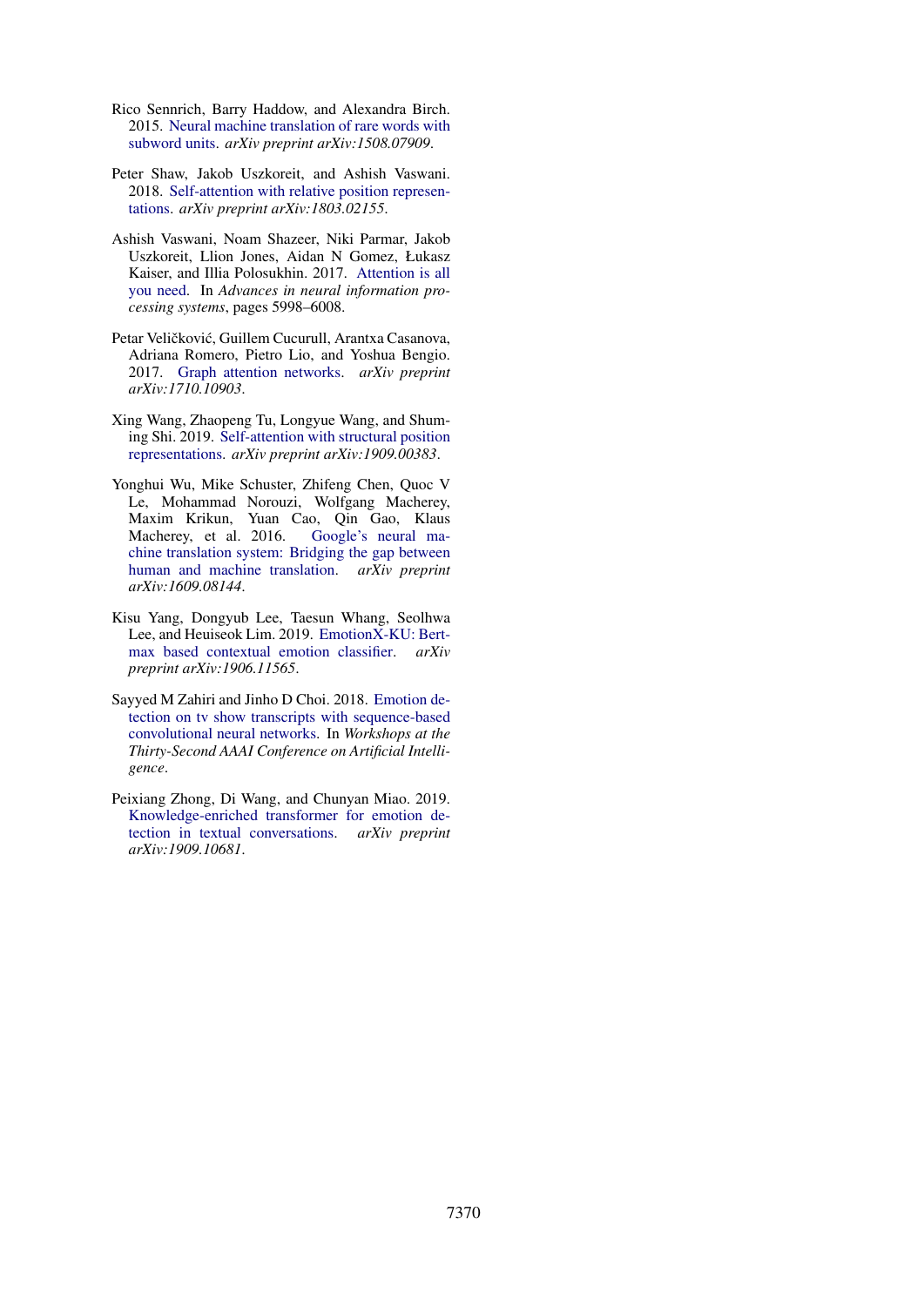Rico Sennrich, Barry Haddow, and Alexandra Birch. 2015. Neural machine translation of rare words with subword units. *arXiv preprint arXiv:1508.07909*.

Peter Shaw, Jakob Uszkoreit, and Ashish Vaswani. 2018. Self-attention with relative position representations. *arXiv preprint arXiv:1803.02155*.

Ashish Vaswani, Noam Shazeer, Niki Parmar, Jakob Uszkoreit, Llion Jones, Aidan N Gomez, Łukasz Kaiser, and Illia Polosukhin. 2017. Attention is all you need. In *Advances in neural information processing systems*, pages 5998–6008.

Petar Veličković, Guillem Cucurull, Arantxa Casanova, Adriana Romero, Pietro Lio, and Yoshua Bengio. 2017. Graph attention networks. *arXiv preprint arXiv:1710.10903*.

Xing Wang, Zhaopeng Tu, Longyue Wang, and Shuming Shi. 2019. Self-attention with structural position representations. *arXiv preprint arXiv:1909.00383*.

Yonghui Wu, Mike Schuster, Zhifeng Chen, Quoc V Le, Mohammad Norouzi, Wolfgang Macherey, Maxim Krikun, Yuan Cao, Qin Gao, Klaus Macherey, et al. 2016. Google's neural machine translation system: Bridging the gap between human and machine translation. *arXiv preprint arXiv:1609.08144*.

Kisu Yang, Dongyub Lee, Taesun Whang, Seolhwa Lee, and Heuiseok Lim. 2019. EmotionX-KU: Bert-max based contextual emotion classifier. *arXiv preprint arXiv:1906.11565*.

Sayyed M Zahiri and Jinho D Choi. 2018. Emotion detection on tv show transcripts with sequence-based convolutional neural networks. In *Workshops at the Thirty-Second AAAI Conference on Artificial Intelligence*.

Peixiang Zhong, Di Wang, and Chunyan Miao. 2019. Knowledge-enriched transformer for emotion detection in textual conversations. *arXiv preprint arXiv:1909.10681*.